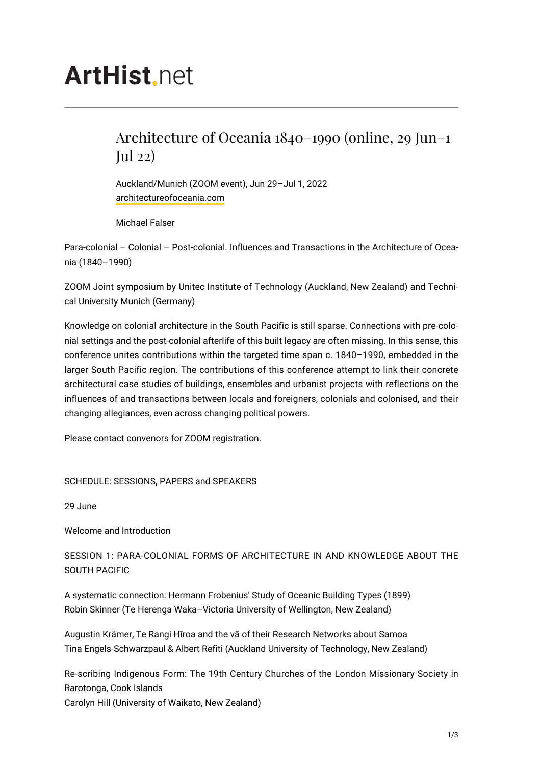ArtHist.net

# Architecture of Oceania 1840–1990 (online, 29 Jun–1 Jul 22)

Auckland/Munich (ZOOM event), Jun 29–Jul 1, 2022
architectureofoceania.com

Michael Falser

Para-colonial – Colonial – Post-colonial. Influences and Transactions in the Architecture of Oceania (1840–1990)

ZOOM Joint symposium by Unitec Institute of Technology (Auckland, New Zealand) and Technical University Munich (Germany)

Knowledge on colonial architecture in the South Pacific is still sparse. Connections with pre-colonial settings and the post-colonial afterlife of this built legacy are often missing. In this sense, this conference unites contributions within the targeted time span c. 1840–1990, embedded in the larger South Pacific region. The contributions of this conference attempt to link their concrete architectural case studies of buildings, ensembles and urbanist projects with reflections on the influences of and transactions between locals and foreigners, colonials and colonised, and their changing allegiances, even across changing political powers.

Please contact convenors for ZOOM registration.

SCHEDULE: SESSIONS, PAPERS and SPEAKERS

29 June

Welcome and Introduction

SESSION 1: PARA-COLONIAL FORMS OF ARCHITECTURE IN AND KNOWLEDGE ABOUT THE SOUTH PACIFIC

A systematic connection: Hermann Frobenius' Study of Oceanic Building Types (1899)
Robin Skinner (Te Herenga Waka–Victoria University of Wellington, New Zealand)

Augustin Krämer, Te Rangi Hīroa and the vā of their Research Networks about Samoa
Tina Engels-Schwarzpaul & Albert Refiti (Auckland University of Technology, New Zealand)

Re-scribing Indigenous Form: The 19th Century Churches of the London Missionary Society in Rarotonga, Cook Islands
Carolyn Hill (University of Waikato, New Zealand)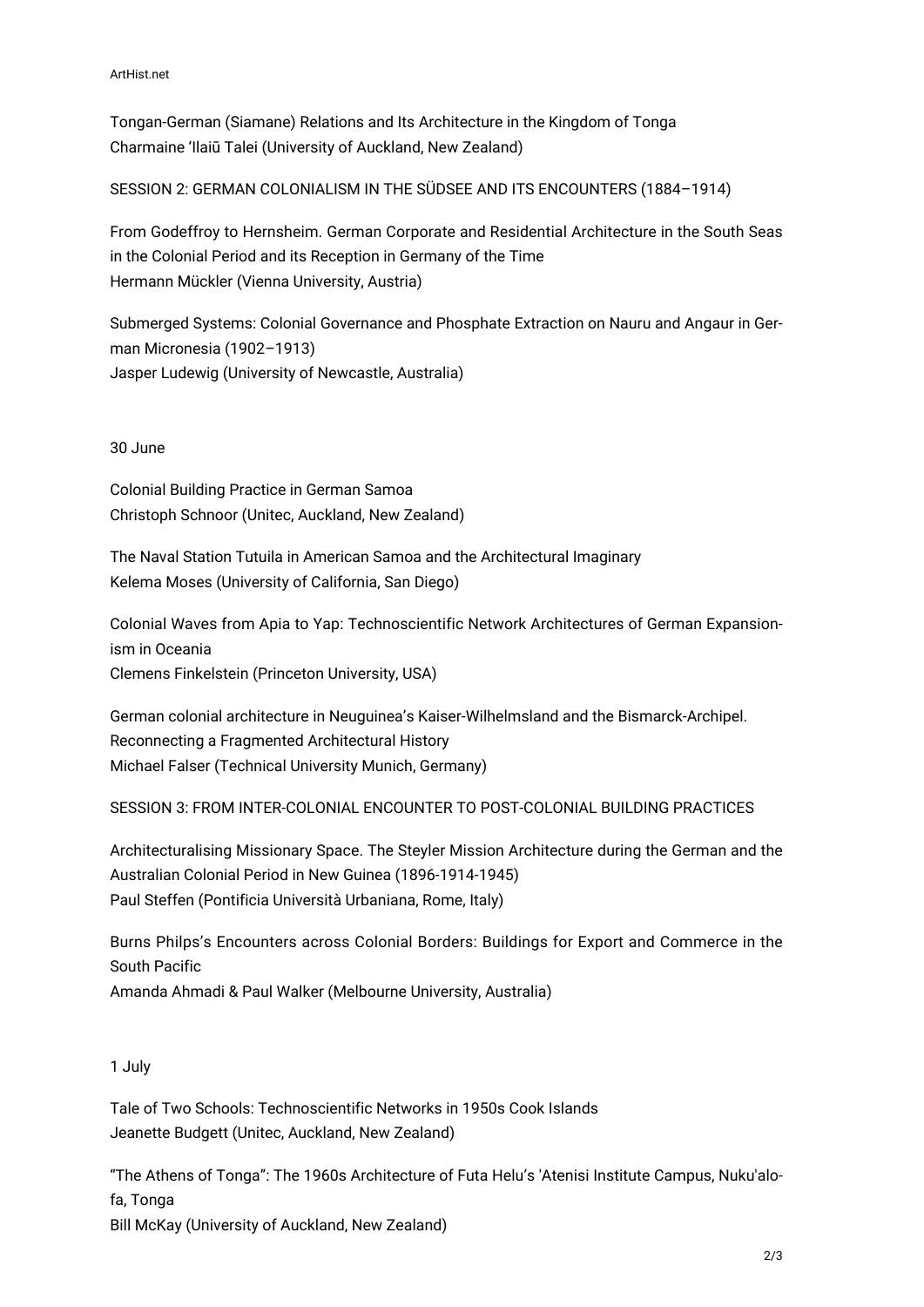Tongan-German (Siamane) Relations and Its Architecture in the Kingdom of Tonga
Charmaine ʻIlaiū Talei (University of Auckland, New Zealand)

SESSION 2: GERMAN COLONIALISM IN THE SÜDSEE AND ITS ENCOUNTERS (1884–1914)

From Godeffroy to Hernsheim. German Corporate and Residential Architecture in the South Seas in the Colonial Period and its Reception in Germany of the Time
Hermann Mückler (Vienna University, Austria)

Submerged Systems: Colonial Governance and Phosphate Extraction on Nauru and Angaur in German Micronesia (1902–1913)
Jasper Ludewig (University of Newcastle, Australia)

30 June

Colonial Building Practice in German Samoa
Christoph Schnoor (Unitec, Auckland, New Zealand)

The Naval Station Tutuila in American Samoa and the Architectural Imaginary
Kelema Moses (University of California, San Diego)

Colonial Waves from Apia to Yap: Technoscientific Network Architectures of German Expansionism in Oceania
Clemens Finkelstein (Princeton University, USA)

German colonial architecture in Neuguinea's Kaiser-Wilhelmsland and the Bismarck-Archipel. Reconnecting a Fragmented Architectural History
Michael Falser (Technical University Munich, Germany)

SESSION 3: FROM INTER-COLONIAL ENCOUNTER TO POST-COLONIAL BUILDING PRACTICES

Architecturalising Missionary Space. The Steyler Mission Architecture during the German and the Australian Colonial Period in New Guinea (1896-1914-1945)
Paul Steffen (Pontificia Università Urbaniana, Rome, Italy)

Burns Philps's Encounters across Colonial Borders: Buildings for Export and Commerce in the South Pacific
Amanda Ahmadi & Paul Walker (Melbourne University, Australia)

1 July

Tale of Two Schools: Technoscientific Networks in 1950s Cook Islands
Jeanette Budgett (Unitec, Auckland, New Zealand)

"The Athens of Tonga": The 1960s Architecture of Futa Helu's 'Atenisi Institute Campus, Nuku'alofa, Tonga
Bill McKay (University of Auckland, New Zealand)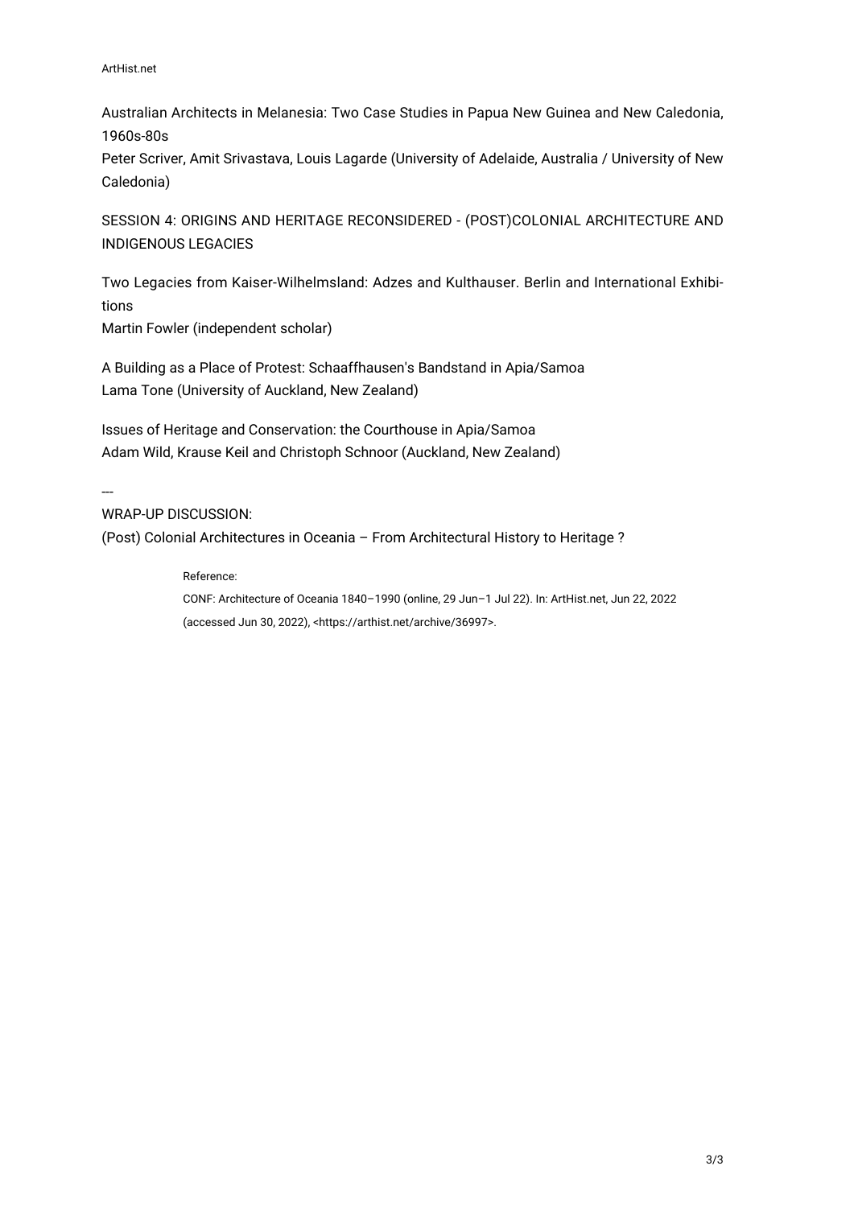Australian Architects in Melanesia: Two Case Studies in Papua New Guinea and New Caledonia, 1960s-80s
Peter Scriver, Amit Srivastava, Louis Lagarde (University of Adelaide, Australia / University of New Caledonia)

SESSION 4: ORIGINS AND HERITAGE RECONSIDERED - (POST)COLONIAL ARCHITECTURE AND INDIGENOUS LEGACIES

Two Legacies from Kaiser-Wilhelmsland: Adzes and Kulthauser. Berlin and International Exhibitions
Martin Fowler (independent scholar)

A Building as a Place of Protest: Schaaffhausen's Bandstand in Apia/Samoa
Lama Tone (University of Auckland, New Zealand)

Issues of Heritage and Conservation: the Courthouse in Apia/Samoa
Adam Wild, Krause Keil and Christoph Schnoor (Auckland, New Zealand)

---

WRAP-UP DISCUSSION:
(Post) Colonial Architectures in Oceania – From Architectural History to Heritage ?

Reference:
CONF: Architecture of Oceania 1840–1990 (online, 29 Jun–1 Jul 22). In: ArtHist.net, Jun 22, 2022 (accessed Jun 30, 2022), <https://arthist.net/archive/36997>.